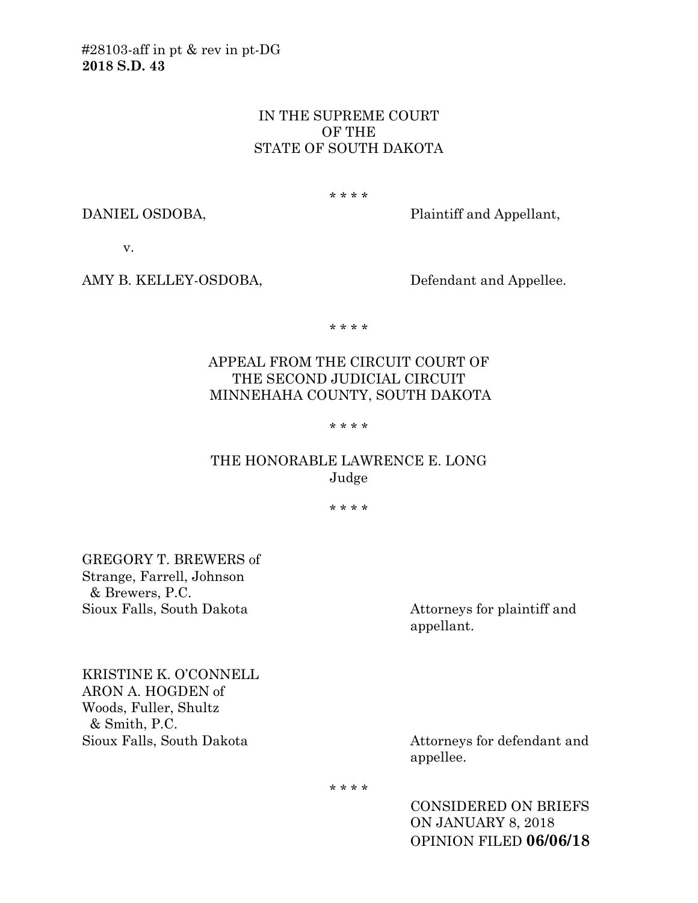#28103-aff in pt & rev in pt-DG
**2018 S.D. 43**

IN THE SUPREME COURT
OF THE
STATE OF SOUTH DAKOTA

\* \* \* \*

DANIEL OSDOBA, Plaintiff and Appellant,

v.

AMY B. KELLEY-OSDOBA, Defendant and Appellee.

\* \* \* \*

APPEAL FROM THE CIRCUIT COURT OF
THE SECOND JUDICIAL CIRCUIT
MINNEHAHA COUNTY, SOUTH DAKOTA

\* \* \* \*

THE HONORABLE LAWRENCE E. LONG
Judge

\* \* \* \*

GREGORY T. BREWERS of
Strange, Farrell, Johnson
& Brewers, P.C.
Sioux Falls, South Dakota — Attorneys for plaintiff and appellant.

KRISTINE K. O'CONNELL
ARON A. HOGDEN of
Woods, Fuller, Shultz
& Smith, P.C.
Sioux Falls, South Dakota — Attorneys for defendant and appellee.

\* \* \* \*

CONSIDERED ON BRIEFS
ON JANUARY 8, 2018
OPINION FILED **06/06/18**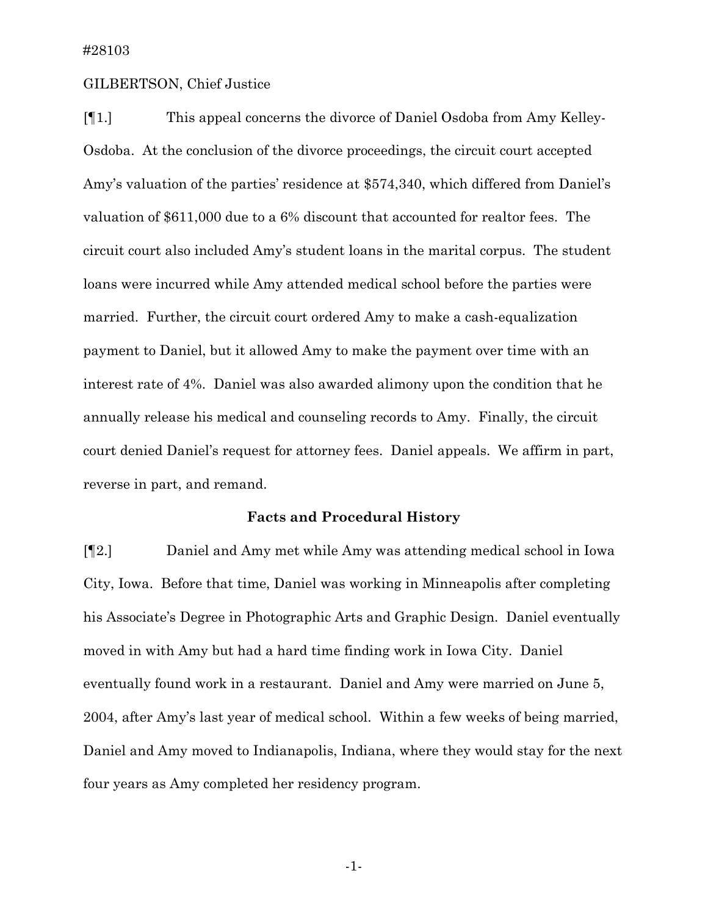#28103

GILBERTSON, Chief Justice

[¶1.] This appeal concerns the divorce of Daniel Osdoba from Amy Kelley-Osdoba. At the conclusion of the divorce proceedings, the circuit court accepted Amy's valuation of the parties' residence at $574,340, which differed from Daniel's valuation of $611,000 due to a 6% discount that accounted for realtor fees. The circuit court also included Amy's student loans in the marital corpus. The student loans were incurred while Amy attended medical school before the parties were married. Further, the circuit court ordered Amy to make a cash-equalization payment to Daniel, but it allowed Amy to make the payment over time with an interest rate of 4%. Daniel was also awarded alimony upon the condition that he annually release his medical and counseling records to Amy. Finally, the circuit court denied Daniel's request for attorney fees. Daniel appeals. We affirm in part, reverse in part, and remand.

## Facts and Procedural History

[¶2.] Daniel and Amy met while Amy was attending medical school in Iowa City, Iowa. Before that time, Daniel was working in Minneapolis after completing his Associate's Degree in Photographic Arts and Graphic Design. Daniel eventually moved in with Amy but had a hard time finding work in Iowa City. Daniel eventually found work in a restaurant. Daniel and Amy were married on June 5, 2004, after Amy's last year of medical school. Within a few weeks of being married, Daniel and Amy moved to Indianapolis, Indiana, where they would stay for the next four years as Amy completed her residency program.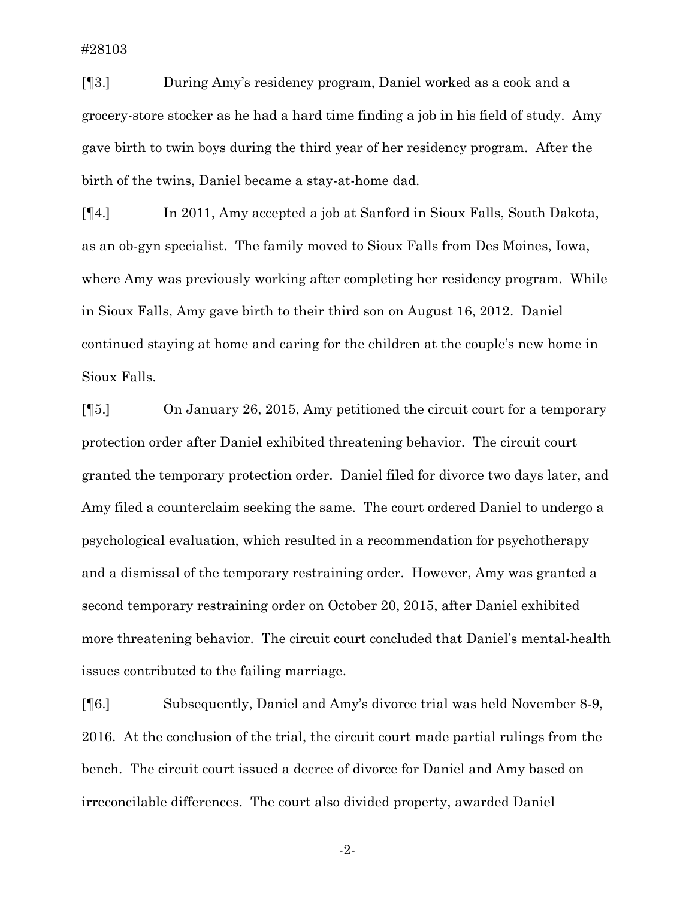[¶3.] During Amy's residency program, Daniel worked as a cook and a grocery-store stocker as he had a hard time finding a job in his field of study. Amy gave birth to twin boys during the third year of her residency program. After the birth of the twins, Daniel became a stay-at-home dad.

[¶4.] In 2011, Amy accepted a job at Sanford in Sioux Falls, South Dakota, as an ob-gyn specialist. The family moved to Sioux Falls from Des Moines, Iowa, where Amy was previously working after completing her residency program. While in Sioux Falls, Amy gave birth to their third son on August 16, 2012. Daniel continued staying at home and caring for the children at the couple's new home in Sioux Falls.

[¶5.] On January 26, 2015, Amy petitioned the circuit court for a temporary protection order after Daniel exhibited threatening behavior. The circuit court granted the temporary protection order. Daniel filed for divorce two days later, and Amy filed a counterclaim seeking the same. The court ordered Daniel to undergo a psychological evaluation, which resulted in a recommendation for psychotherapy and a dismissal of the temporary restraining order. However, Amy was granted a second temporary restraining order on October 20, 2015, after Daniel exhibited more threatening behavior. The circuit court concluded that Daniel's mental-health issues contributed to the failing marriage.

[¶6.] Subsequently, Daniel and Amy's divorce trial was held November 8-9, 2016. At the conclusion of the trial, the circuit court made partial rulings from the bench. The circuit court issued a decree of divorce for Daniel and Amy based on irreconcilable differences. The court also divided property, awarded Daniel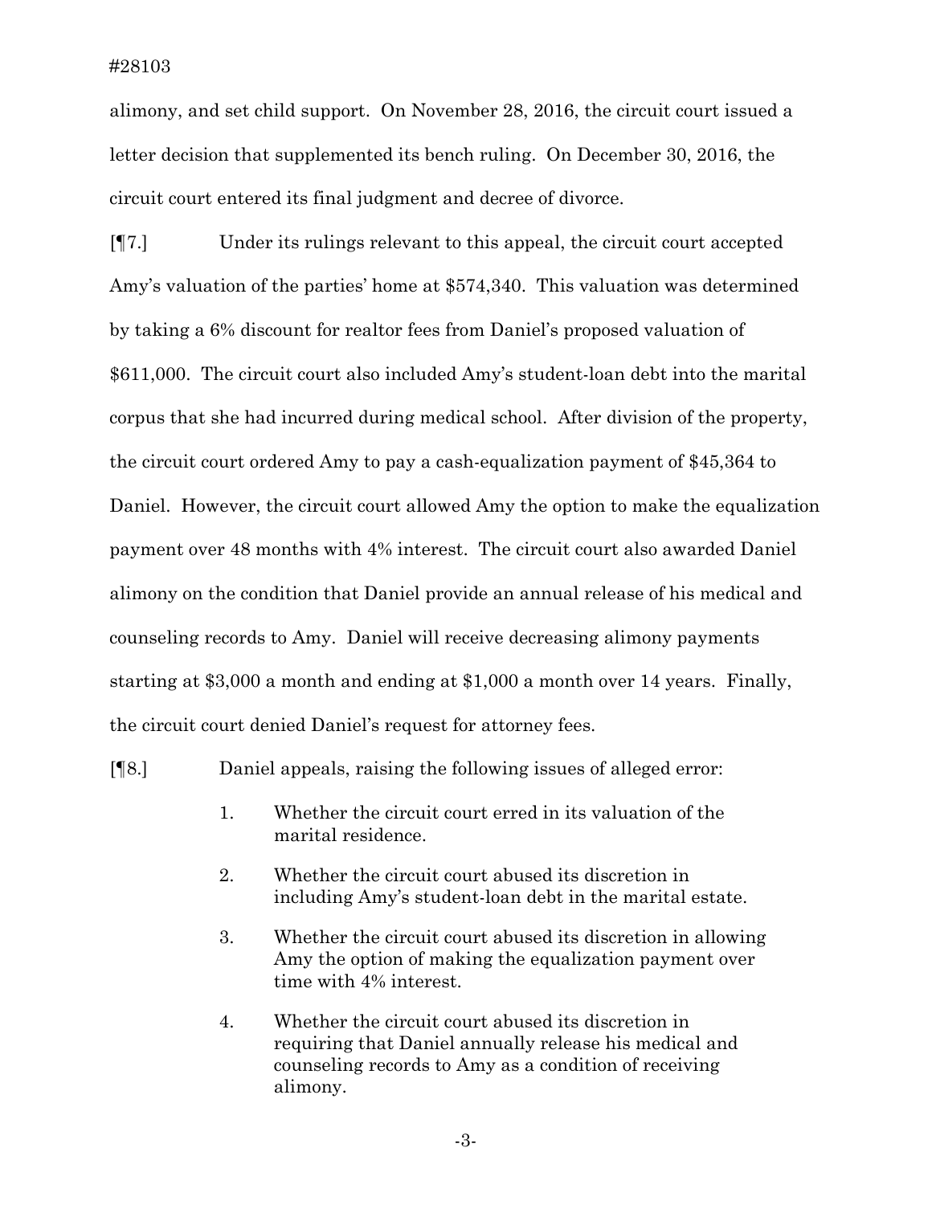alimony, and set child support. On November 28, 2016, the circuit court issued a letter decision that supplemented its bench ruling. On December 30, 2016, the circuit court entered its final judgment and decree of divorce.

[¶7.] Under its rulings relevant to this appeal, the circuit court accepted Amy's valuation of the parties' home at $574,340. This valuation was determined by taking a 6% discount for realtor fees from Daniel's proposed valuation of $611,000. The circuit court also included Amy's student-loan debt into the marital corpus that she had incurred during medical school. After division of the property, the circuit court ordered Amy to pay a cash-equalization payment of $45,364 to Daniel. However, the circuit court allowed Amy the option to make the equalization payment over 48 months with 4% interest. The circuit court also awarded Daniel alimony on the condition that Daniel provide an annual release of his medical and counseling records to Amy. Daniel will receive decreasing alimony payments starting at $3,000 a month and ending at $1,000 a month over 14 years. Finally, the circuit court denied Daniel's request for attorney fees.

[¶8.] Daniel appeals, raising the following issues of alleged error:

1. Whether the circuit court erred in its valuation of the marital residence.

2. Whether the circuit court abused its discretion in including Amy's student-loan debt in the marital estate.

3. Whether the circuit court abused its discretion in allowing Amy the option of making the equalization payment over time with 4% interest.

4. Whether the circuit court abused its discretion in requiring that Daniel annually release his medical and counseling records to Amy as a condition of receiving alimony.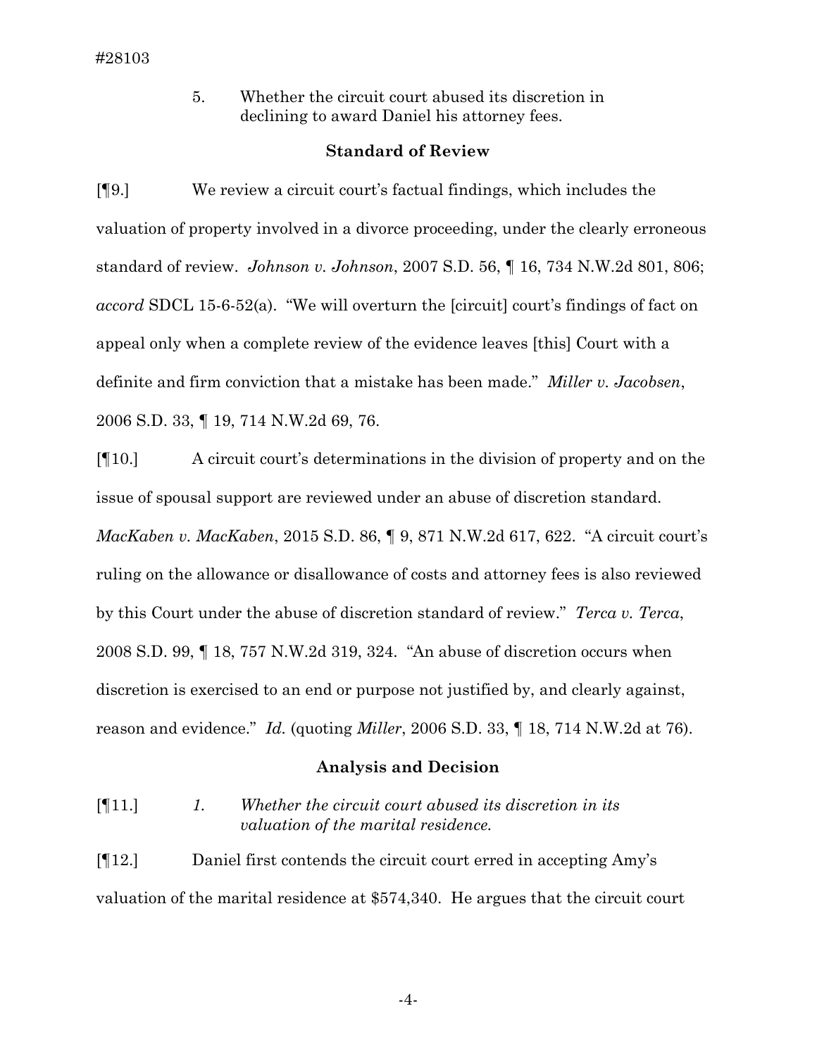5. Whether the circuit court abused its discretion in declining to award Daniel his attorney fees.

### Standard of Review

[¶9.] We review a circuit court's factual findings, which includes the valuation of property involved in a divorce proceeding, under the clearly erroneous standard of review. *Johnson v. Johnson*, 2007 S.D. 56, ¶ 16, 734 N.W.2d 801, 806; *accord* SDCL 15-6-52(a). "We will overturn the [circuit] court's findings of fact on appeal only when a complete review of the evidence leaves [this] Court with a definite and firm conviction that a mistake has been made." *Miller v. Jacobsen*, 2006 S.D. 33, ¶ 19, 714 N.W.2d 69, 76.

[¶10.] A circuit court's determinations in the division of property and on the issue of spousal support are reviewed under an abuse of discretion standard. *MacKaben v. MacKaben*, 2015 S.D. 86, ¶ 9, 871 N.W.2d 617, 622. "A circuit court's ruling on the allowance or disallowance of costs and attorney fees is also reviewed by this Court under the abuse of discretion standard of review." *Terca v. Terca*, 2008 S.D. 99, ¶ 18, 757 N.W.2d 319, 324. "An abuse of discretion occurs when discretion is exercised to an end or purpose not justified by, and clearly against, reason and evidence." *Id.* (quoting *Miller*, 2006 S.D. 33, ¶ 18, 714 N.W.2d at 76).

### Analysis and Decision

[¶11.] *1. Whether the circuit court abused its discretion in its valuation of the marital residence.*

[¶12.] Daniel first contends the circuit court erred in accepting Amy's valuation of the marital residence at $574,340. He argues that the circuit court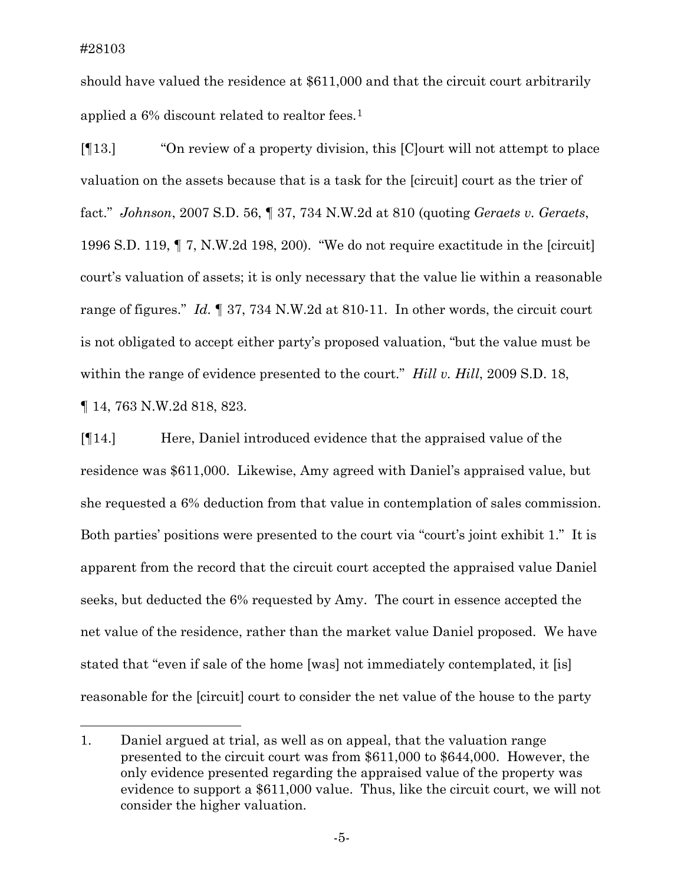should have valued the residence at $611,000 and that the circuit court arbitrarily applied a 6% discount related to realtor fees.[1]

[¶13.] "On review of a property division, this [C]ourt will not attempt to place valuation on the assets because that is a task for the [circuit] court as the trier of fact." *Johnson*, 2007 S.D. 56, ¶ 37, 734 N.W.2d at 810 (quoting *Geraets v. Geraets*, 1996 S.D. 119, ¶ 7, N.W.2d 198, 200). "We do not require exactitude in the [circuit] court's valuation of assets; it is only necessary that the value lie within a reasonable range of figures." *Id.* ¶ 37, 734 N.W.2d at 810-11. In other words, the circuit court is not obligated to accept either party's proposed valuation, "but the value must be within the range of evidence presented to the court." *Hill v. Hill*, 2009 S.D. 18, ¶ 14, 763 N.W.2d 818, 823.

[¶14.] Here, Daniel introduced evidence that the appraised value of the residence was $611,000. Likewise, Amy agreed with Daniel's appraised value, but she requested a 6% deduction from that value in contemplation of sales commission. Both parties' positions were presented to the court via "court's joint exhibit 1." It is apparent from the record that the circuit court accepted the appraised value Daniel seeks, but deducted the 6% requested by Amy. The court in essence accepted the net value of the residence, rather than the market value Daniel proposed. We have stated that "even if sale of the home [was] not immediately contemplated, it [is] reasonable for the [circuit] court to consider the net value of the house to the party

---

1. Daniel argued at trial, as well as on appeal, that the valuation range presented to the circuit court was from $611,000 to $644,000. However, the only evidence presented regarding the appraised value of the property was evidence to support a $611,000 value. Thus, like the circuit court, we will not consider the higher valuation.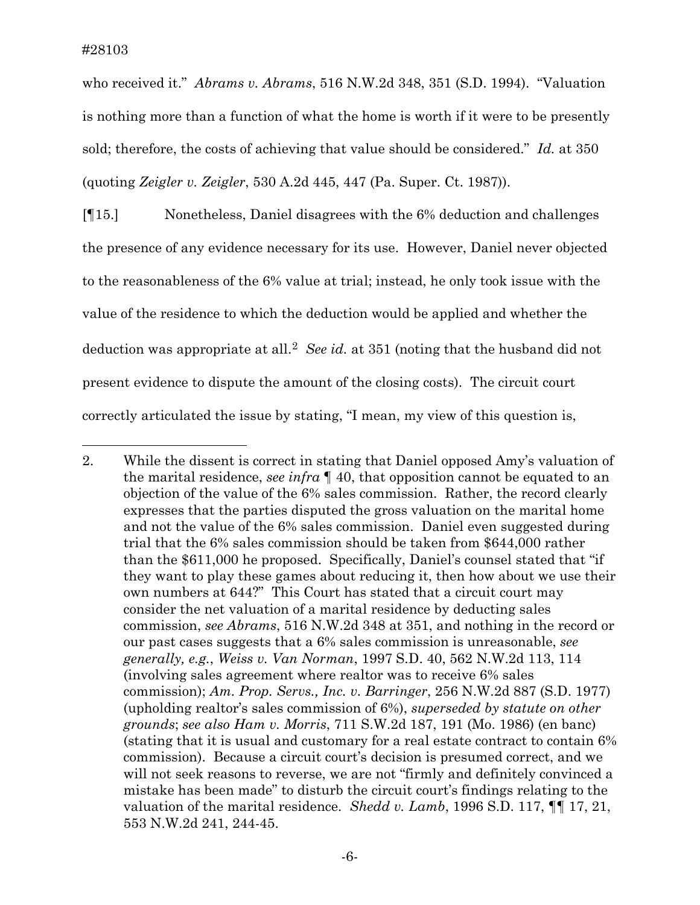who received it." *Abrams v. Abrams*, 516 N.W.2d 348, 351 (S.D. 1994). "Valuation is nothing more than a function of what the home is worth if it were to be presently sold; therefore, the costs of achieving that value should be considered." *Id.* at 350 (quoting *Zeigler v. Zeigler*, 530 A.2d 445, 447 (Pa. Super. Ct. 1987)).

[¶15.] Nonetheless, Daniel disagrees with the 6% deduction and challenges the presence of any evidence necessary for its use. However, Daniel never objected to the reasonableness of the 6% value at trial; instead, he only took issue with the value of the residence to which the deduction would be applied and whether the deduction was appropriate at all.[2] *See id.* at 351 (noting that the husband did not present evidence to dispute the amount of the closing costs). The circuit court correctly articulated the issue by stating, "I mean, my view of this question is,

---

2. While the dissent is correct in stating that Daniel opposed Amy's valuation of the marital residence, *see infra* ¶ 40, that opposition cannot be equated to an objection of the value of the 6% sales commission. Rather, the record clearly expresses that the parties disputed the gross valuation on the marital home and not the value of the 6% sales commission. Daniel even suggested during trial that the 6% sales commission should be taken from $644,000 rather than the $611,000 he proposed. Specifically, Daniel's counsel stated that "if they want to play these games about reducing it, then how about we use their own numbers at 644?" This Court has stated that a circuit court may consider the net valuation of a marital residence by deducting sales commission, *see Abrams*, 516 N.W.2d 348 at 351, and nothing in the record or our past cases suggests that a 6% sales commission is unreasonable, *see generally, e.g.*, *Weiss v. Van Norman*, 1997 S.D. 40, 562 N.W.2d 113, 114 (involving sales agreement where realtor was to receive 6% sales commission); *Am. Prop. Servs., Inc. v. Barringer*, 256 N.W.2d 887 (S.D. 1977) (upholding realtor's sales commission of 6%), *superseded by statute on other grounds*; *see also Ham v. Morris*, 711 S.W.2d 187, 191 (Mo. 1986) (en banc) (stating that it is usual and customary for a real estate contract to contain 6% commission). Because a circuit court's decision is presumed correct, and we will not seek reasons to reverse, we are not "firmly and definitely convinced a mistake has been made" to disturb the circuit court's findings relating to the valuation of the marital residence. *Shedd v. Lamb*, 1996 S.D. 117, ¶¶ 17, 21, 553 N.W.2d 241, 244-45.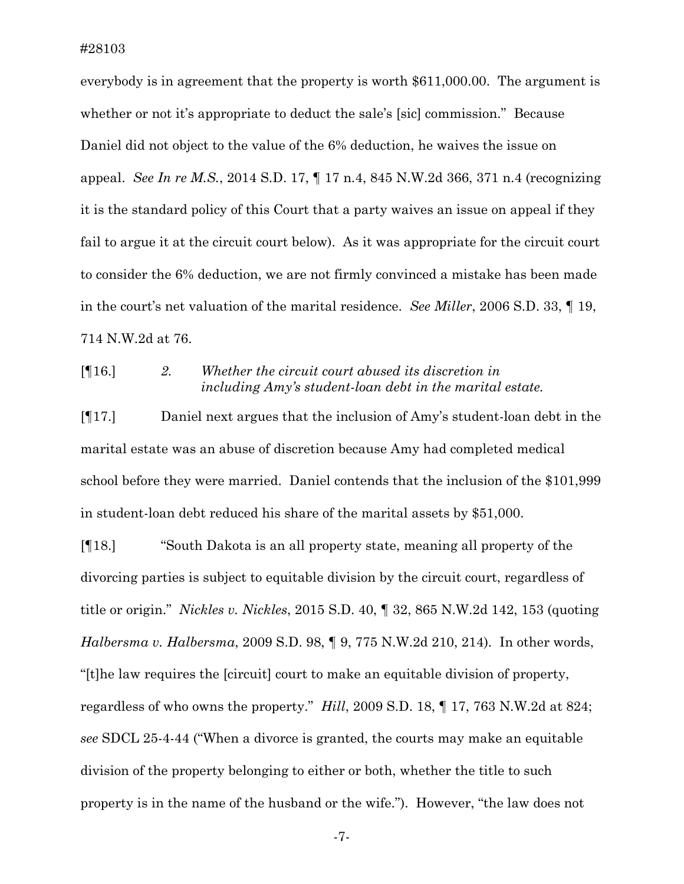everybody is in agreement that the property is worth $611,000.00. The argument is whether or not it's appropriate to deduct the sale's [sic] commission." Because Daniel did not object to the value of the 6% deduction, he waives the issue on appeal. *See In re M.S.*, 2014 S.D. 17, ¶ 17 n.4, 845 N.W.2d 366, 371 n.4 (recognizing it is the standard policy of this Court that a party waives an issue on appeal if they fail to argue it at the circuit court below). As it was appropriate for the circuit court to consider the 6% deduction, we are not firmly convinced a mistake has been made in the court's net valuation of the marital residence. *See Miller*, 2006 S.D. 33, ¶ 19, 714 N.W.2d at 76.

[¶16.] *2. Whether the circuit court abused its discretion in including Amy's student-loan debt in the marital estate.*

[¶17.] Daniel next argues that the inclusion of Amy's student-loan debt in the marital estate was an abuse of discretion because Amy had completed medical school before they were married. Daniel contends that the inclusion of the $101,999 in student-loan debt reduced his share of the marital assets by $51,000.

[¶18.] "South Dakota is an all property state, meaning all property of the divorcing parties is subject to equitable division by the circuit court, regardless of title or origin." *Nickles v. Nickles*, 2015 S.D. 40, ¶ 32, 865 N.W.2d 142, 153 (quoting *Halbersma v. Halbersma*, 2009 S.D. 98, ¶ 9, 775 N.W.2d 210, 214). In other words, "[t]he law requires the [circuit] court to make an equitable division of property, regardless of who owns the property." *Hill*, 2009 S.D. 18, ¶ 17, 763 N.W.2d at 824; *see* SDCL 25-4-44 ("When a divorce is granted, the courts may make an equitable division of the property belonging to either or both, whether the title to such property is in the name of the husband or the wife."). However, "the law does not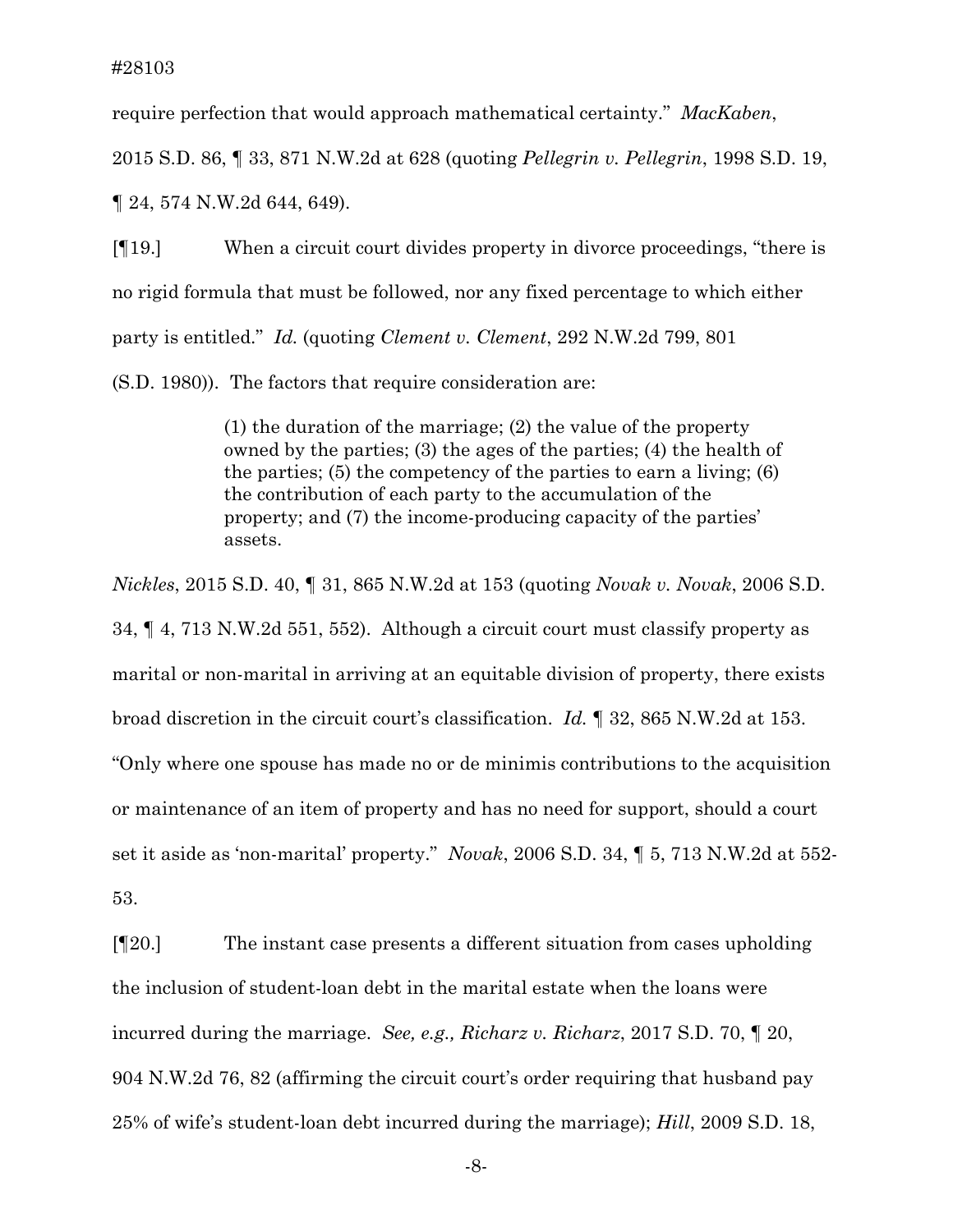require perfection that would approach mathematical certainty." *MacKaben*, 2015 S.D. 86, ¶ 33, 871 N.W.2d at 628 (quoting *Pellegrin v. Pellegrin*, 1998 S.D. 19, ¶ 24, 574 N.W.2d 644, 649).

[¶19.] When a circuit court divides property in divorce proceedings, "there is no rigid formula that must be followed, nor any fixed percentage to which either party is entitled." *Id.* (quoting *Clement v. Clement*, 292 N.W.2d 799, 801 (S.D. 1980)). The factors that require consideration are:

> (1) the duration of the marriage; (2) the value of the property owned by the parties; (3) the ages of the parties; (4) the health of the parties; (5) the competency of the parties to earn a living; (6) the contribution of each party to the accumulation of the property; and (7) the income-producing capacity of the parties' assets.

*Nickles*, 2015 S.D. 40, ¶ 31, 865 N.W.2d at 153 (quoting *Novak v. Novak*, 2006 S.D. 34, ¶ 4, 713 N.W.2d 551, 552). Although a circuit court must classify property as marital or non-marital in arriving at an equitable division of property, there exists broad discretion in the circuit court's classification. *Id.* ¶ 32, 865 N.W.2d at 153. "Only where one spouse has made no or de minimis contributions to the acquisition or maintenance of an item of property and has no need for support, should a court set it aside as 'non-marital' property." *Novak*, 2006 S.D. 34, ¶ 5, 713 N.W.2d at 552-53.

[¶20.] The instant case presents a different situation from cases upholding the inclusion of student-loan debt in the marital estate when the loans were incurred during the marriage. *See, e.g., Richarz v. Richarz*, 2017 S.D. 70, ¶ 20, 904 N.W.2d 76, 82 (affirming the circuit court's order requiring that husband pay 25% of wife's student-loan debt incurred during the marriage); *Hill*, 2009 S.D. 18,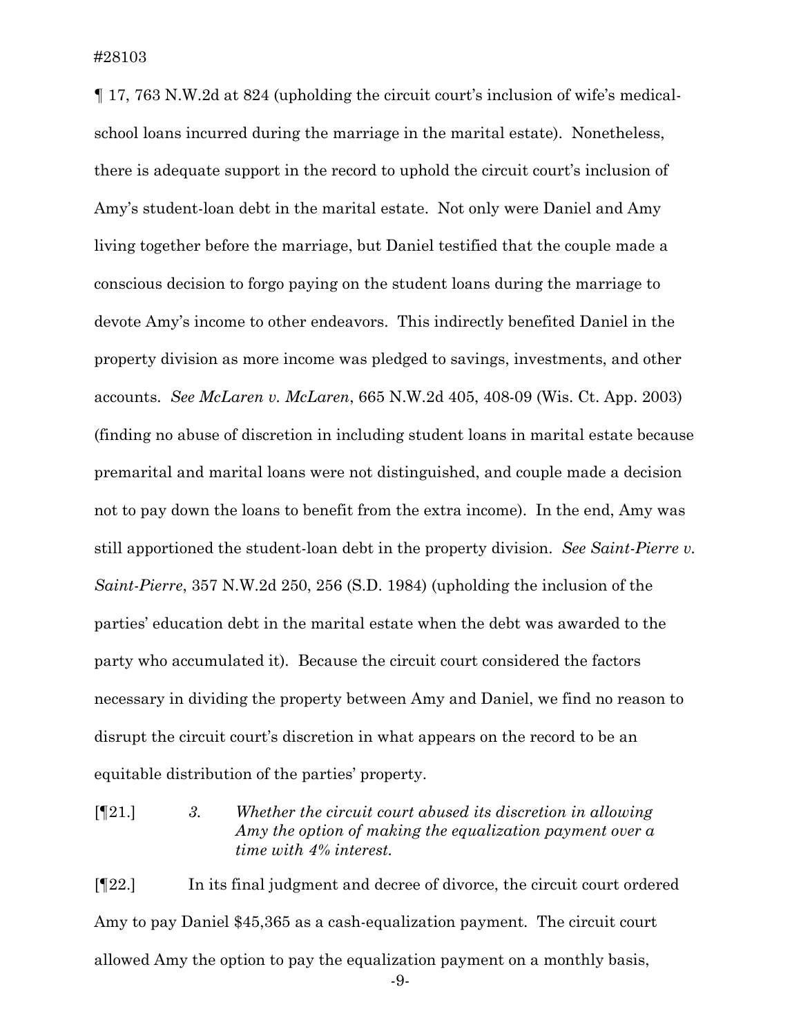¶ 17, 763 N.W.2d at 824 (upholding the circuit court's inclusion of wife's medical-school loans incurred during the marriage in the marital estate). Nonetheless, there is adequate support in the record to uphold the circuit court's inclusion of Amy's student-loan debt in the marital estate. Not only were Daniel and Amy living together before the marriage, but Daniel testified that the couple made a conscious decision to forgo paying on the student loans during the marriage to devote Amy's income to other endeavors. This indirectly benefited Daniel in the property division as more income was pledged to savings, investments, and other accounts. *See McLaren v. McLaren*, 665 N.W.2d 405, 408-09 (Wis. Ct. App. 2003) (finding no abuse of discretion in including student loans in marital estate because premarital and marital loans were not distinguished, and couple made a decision not to pay down the loans to benefit from the extra income). In the end, Amy was still apportioned the student-loan debt in the property division. *See Saint-Pierre v. Saint-Pierre*, 357 N.W.2d 250, 256 (S.D. 1984) (upholding the inclusion of the parties' education debt in the marital estate when the debt was awarded to the party who accumulated it). Because the circuit court considered the factors necessary in dividing the property between Amy and Daniel, we find no reason to disrupt the circuit court's discretion in what appears on the record to be an equitable distribution of the parties' property.

[¶21.] *3. Whether the circuit court abused its discretion in allowing Amy the option of making the equalization payment over a time with 4% interest.*

[¶22.] In its final judgment and decree of divorce, the circuit court ordered Amy to pay Daniel $45,365 as a cash-equalization payment. The circuit court allowed Amy the option to pay the equalization payment on a monthly basis,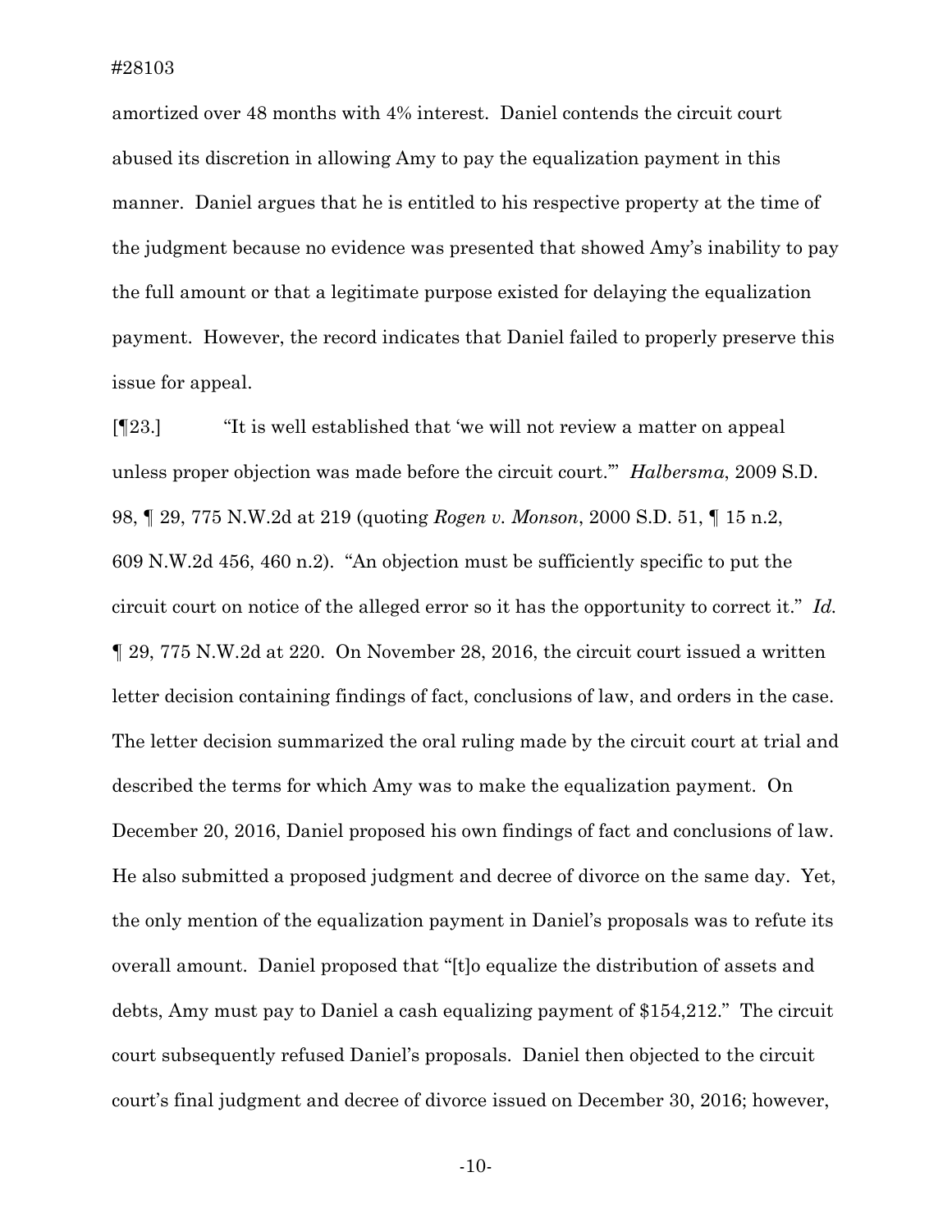amortized over 48 months with 4% interest. Daniel contends the circuit court abused its discretion in allowing Amy to pay the equalization payment in this manner. Daniel argues that he is entitled to his respective property at the time of the judgment because no evidence was presented that showed Amy's inability to pay the full amount or that a legitimate purpose existed for delaying the equalization payment. However, the record indicates that Daniel failed to properly preserve this issue for appeal.

[¶23.] "It is well established that 'we will not review a matter on appeal unless proper objection was made before the circuit court.'" *Halbersma*, 2009 S.D. 98, ¶ 29, 775 N.W.2d at 219 (quoting *Rogen v. Monson*, 2000 S.D. 51, ¶ 15 n.2, 609 N.W.2d 456, 460 n.2). "An objection must be sufficiently specific to put the circuit court on notice of the alleged error so it has the opportunity to correct it." *Id.* ¶ 29, 775 N.W.2d at 220. On November 28, 2016, the circuit court issued a written letter decision containing findings of fact, conclusions of law, and orders in the case. The letter decision summarized the oral ruling made by the circuit court at trial and described the terms for which Amy was to make the equalization payment. On December 20, 2016, Daniel proposed his own findings of fact and conclusions of law. He also submitted a proposed judgment and decree of divorce on the same day. Yet, the only mention of the equalization payment in Daniel's proposals was to refute its overall amount. Daniel proposed that "[t]o equalize the distribution of assets and debts, Amy must pay to Daniel a cash equalizing payment of $154,212." The circuit court subsequently refused Daniel's proposals. Daniel then objected to the circuit court's final judgment and decree of divorce issued on December 30, 2016; however,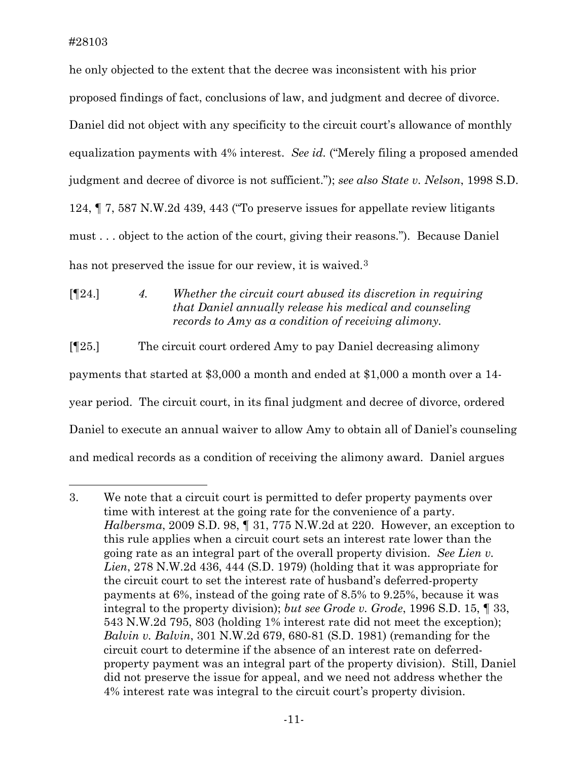he only objected to the extent that the decree was inconsistent with his prior proposed findings of fact, conclusions of law, and judgment and decree of divorce. Daniel did not object with any specificity to the circuit court's allowance of monthly equalization payments with 4% interest. *See id.* ("Merely filing a proposed amended judgment and decree of divorce is not sufficient."); *see also State v. Nelson*, 1998 S.D. 124, ¶ 7, 587 N.W.2d 439, 443 ("To preserve issues for appellate review litigants must . . . object to the action of the court, giving their reasons."). Because Daniel has not preserved the issue for our review, it is waived.[3]

[¶24.] *4. Whether the circuit court abused its discretion in requiring that Daniel annually release his medical and counseling records to Amy as a condition of receiving alimony.*

[¶25.] The circuit court ordered Amy to pay Daniel decreasing alimony payments that started at $3,000 a month and ended at $1,000 a month over a 14-year period. The circuit court, in its final judgment and decree of divorce, ordered Daniel to execute an annual waiver to allow Amy to obtain all of Daniel's counseling and medical records as a condition of receiving the alimony award. Daniel argues

---

3. We note that a circuit court is permitted to defer property payments over time with interest at the going rate for the convenience of a party. *Halbersma*, 2009 S.D. 98, ¶ 31, 775 N.W.2d at 220. However, an exception to this rule applies when a circuit court sets an interest rate lower than the going rate as an integral part of the overall property division. *See Lien v. Lien*, 278 N.W.2d 436, 444 (S.D. 1979) (holding that it was appropriate for the circuit court to set the interest rate of husband's deferred-property payments at 6%, instead of the going rate of 8.5% to 9.25%, because it was integral to the property division); *but see Grode v. Grode*, 1996 S.D. 15, ¶ 33, 543 N.W.2d 795, 803 (holding 1% interest rate did not meet the exception); *Balvin v. Balvin*, 301 N.W.2d 679, 680-81 (S.D. 1981) (remanding for the circuit court to determine if the absence of an interest rate on deferred-property payment was an integral part of the property division). Still, Daniel did not preserve the issue for appeal, and we need not address whether the 4% interest rate was integral to the circuit court's property division.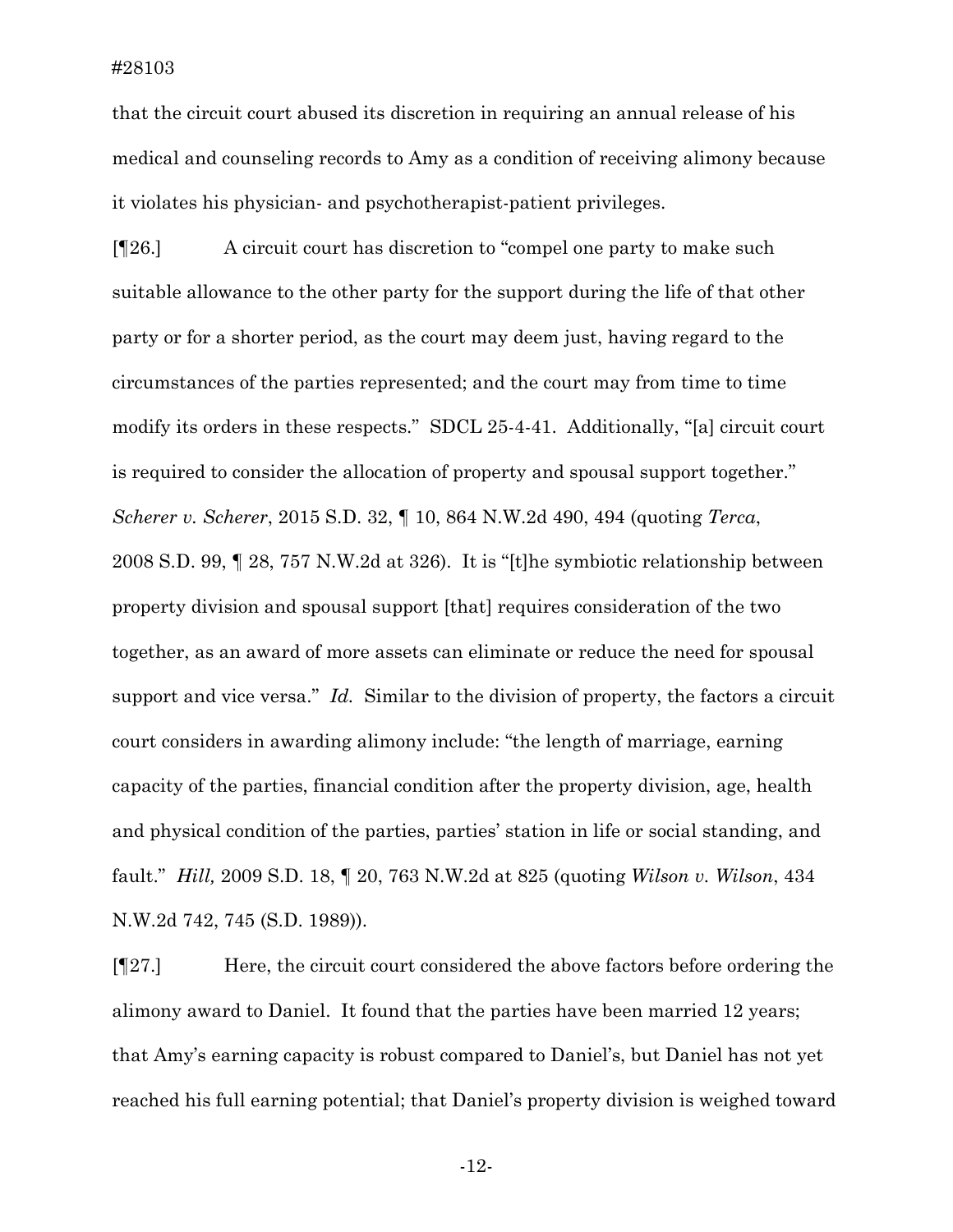that the circuit court abused its discretion in requiring an annual release of his medical and counseling records to Amy as a condition of receiving alimony because it violates his physician- and psychotherapist-patient privileges.

[¶26.] A circuit court has discretion to "compel one party to make such suitable allowance to the other party for the support during the life of that other party or for a shorter period, as the court may deem just, having regard to the circumstances of the parties represented; and the court may from time to time modify its orders in these respects." SDCL 25-4-41. Additionally, "[a] circuit court is required to consider the allocation of property and spousal support together." *Scherer v. Scherer*, 2015 S.D. 32, ¶ 10, 864 N.W.2d 490, 494 (quoting *Terca*, 2008 S.D. 99, ¶ 28, 757 N.W.2d at 326). It is "[t]he symbiotic relationship between property division and spousal support [that] requires consideration of the two together, as an award of more assets can eliminate or reduce the need for spousal support and vice versa." *Id.* Similar to the division of property, the factors a circuit court considers in awarding alimony include: "the length of marriage, earning capacity of the parties, financial condition after the property division, age, health and physical condition of the parties, parties' station in life or social standing, and fault." *Hill,* 2009 S.D. 18, ¶ 20, 763 N.W.2d at 825 (quoting *Wilson v. Wilson*, 434 N.W.2d 742, 745 (S.D. 1989)).

[¶27.] Here, the circuit court considered the above factors before ordering the alimony award to Daniel. It found that the parties have been married 12 years; that Amy's earning capacity is robust compared to Daniel's, but Daniel has not yet reached his full earning potential; that Daniel's property division is weighed toward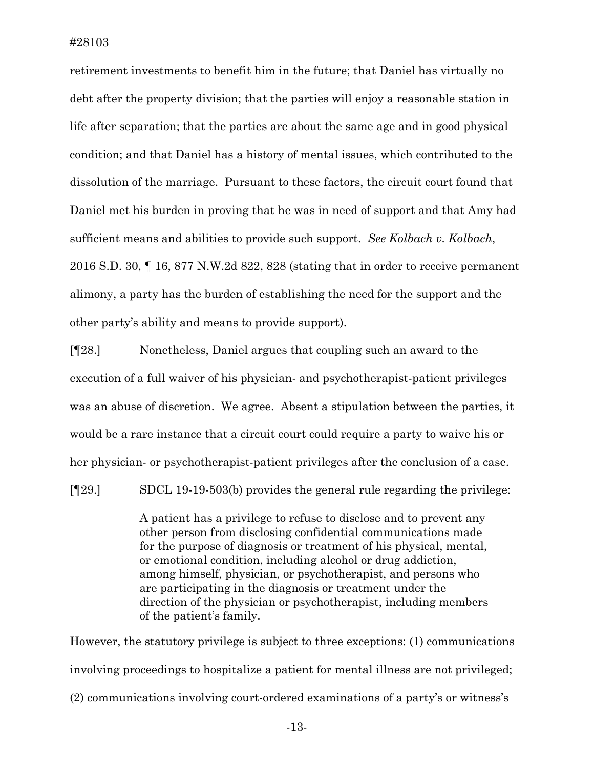retirement investments to benefit him in the future; that Daniel has virtually no debt after the property division; that the parties will enjoy a reasonable station in life after separation; that the parties are about the same age and in good physical condition; and that Daniel has a history of mental issues, which contributed to the dissolution of the marriage. Pursuant to these factors, the circuit court found that Daniel met his burden in proving that he was in need of support and that Amy had sufficient means and abilities to provide such support. *See Kolbach v. Kolbach*, 2016 S.D. 30, ¶ 16, 877 N.W.2d 822, 828 (stating that in order to receive permanent alimony, a party has the burden of establishing the need for the support and the other party's ability and means to provide support).

[¶28.] Nonetheless, Daniel argues that coupling such an award to the execution of a full waiver of his physician- and psychotherapist-patient privileges was an abuse of discretion. We agree. Absent a stipulation between the parties, it would be a rare instance that a circuit court could require a party to waive his or her physician- or psychotherapist-patient privileges after the conclusion of a case.

[¶29.] SDCL 19-19-503(b) provides the general rule regarding the privilege:

> A patient has a privilege to refuse to disclose and to prevent any other person from disclosing confidential communications made for the purpose of diagnosis or treatment of his physical, mental, or emotional condition, including alcohol or drug addiction, among himself, physician, or psychotherapist, and persons who are participating in the diagnosis or treatment under the direction of the physician or psychotherapist, including members of the patient's family.

However, the statutory privilege is subject to three exceptions: (1) communications involving proceedings to hospitalize a patient for mental illness are not privileged; (2) communications involving court-ordered examinations of a party's or witness's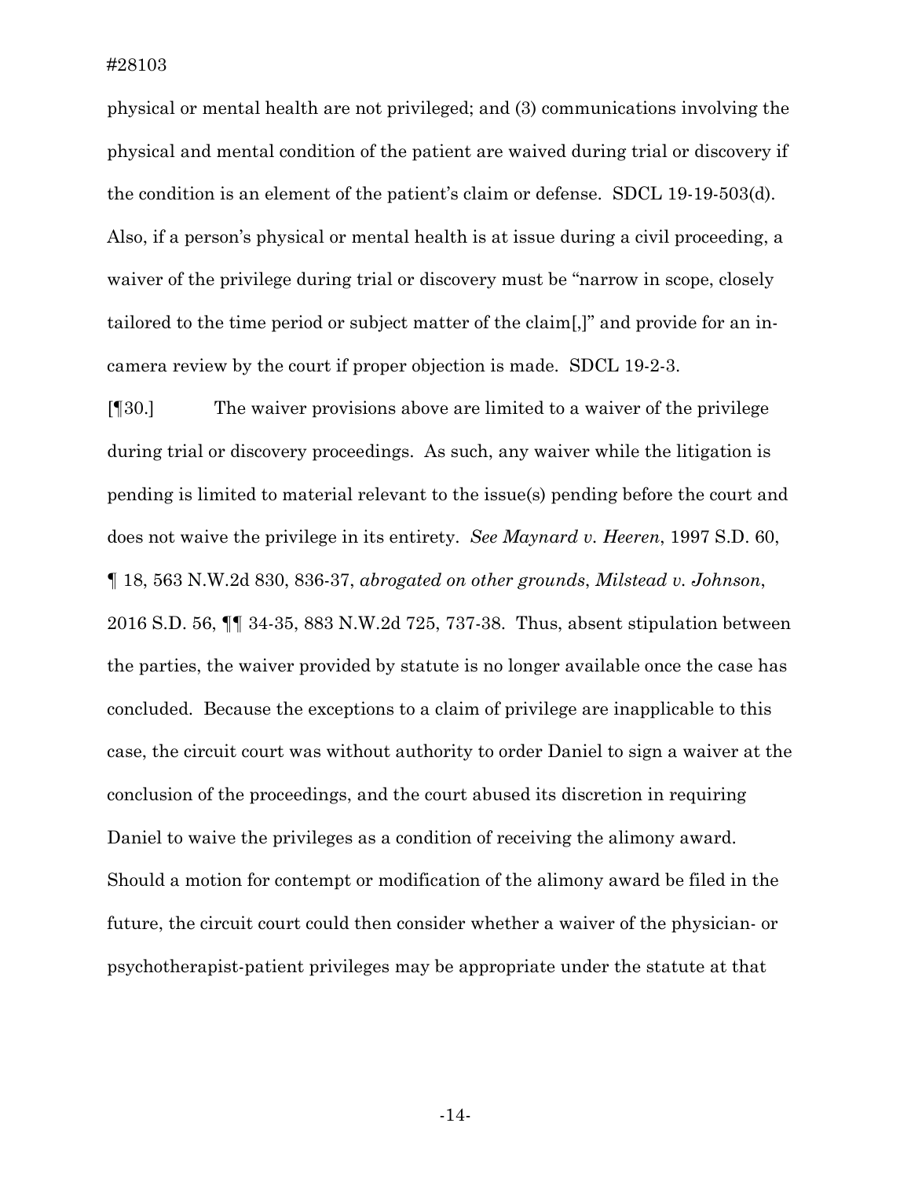physical or mental health are not privileged; and (3) communications involving the physical and mental condition of the patient are waived during trial or discovery if the condition is an element of the patient's claim or defense. SDCL 19-19-503(d). Also, if a person's physical or mental health is at issue during a civil proceeding, a waiver of the privilege during trial or discovery must be "narrow in scope, closely tailored to the time period or subject matter of the claim[,]" and provide for an in-camera review by the court if proper objection is made. SDCL 19-2-3.

[¶30.] The waiver provisions above are limited to a waiver of the privilege during trial or discovery proceedings. As such, any waiver while the litigation is pending is limited to material relevant to the issue(s) pending before the court and does not waive the privilege in its entirety. *See Maynard v. Heeren*, 1997 S.D. 60, ¶ 18, 563 N.W.2d 830, 836-37, *abrogated on other grounds*, *Milstead v. Johnson*, 2016 S.D. 56, ¶¶ 34-35, 883 N.W.2d 725, 737-38. Thus, absent stipulation between the parties, the waiver provided by statute is no longer available once the case has concluded. Because the exceptions to a claim of privilege are inapplicable to this case, the circuit court was without authority to order Daniel to sign a waiver at the conclusion of the proceedings, and the court abused its discretion in requiring Daniel to waive the privileges as a condition of receiving the alimony award. Should a motion for contempt or modification of the alimony award be filed in the future, the circuit court could then consider whether a waiver of the physician- or psychotherapist-patient privileges may be appropriate under the statute at that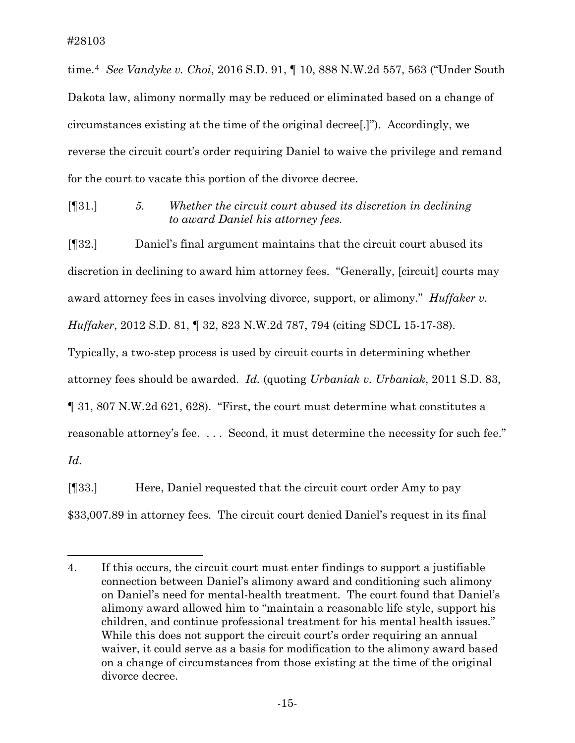time.[4] *See Vandyke v. Choi*, 2016 S.D. 91, ¶ 10, 888 N.W.2d 557, 563 ("Under South Dakota law, alimony normally may be reduced or eliminated based on a change of circumstances existing at the time of the original decree[.]"). Accordingly, we reverse the circuit court's order requiring Daniel to waive the privilege and remand for the court to vacate this portion of the divorce decree.

[¶31.] *5. Whether the circuit court abused its discretion in declining to award Daniel his attorney fees.*

[¶32.] Daniel's final argument maintains that the circuit court abused its discretion in declining to award him attorney fees. "Generally, [circuit] courts may award attorney fees in cases involving divorce, support, or alimony." *Huffaker v. Huffaker*, 2012 S.D. 81, ¶ 32, 823 N.W.2d 787, 794 (citing SDCL 15-17-38). Typically, a two-step process is used by circuit courts in determining whether attorney fees should be awarded. *Id.* (quoting *Urbaniak v. Urbaniak*, 2011 S.D. 83, ¶ 31, 807 N.W.2d 621, 628). "First, the court must determine what constitutes a reasonable attorney's fee. . . . Second, it must determine the necessity for such fee." *Id.*

[¶33.] Here, Daniel requested that the circuit court order Amy to pay $33,007.89 in attorney fees. The circuit court denied Daniel's request in its final

---

4. If this occurs, the circuit court must enter findings to support a justifiable connection between Daniel's alimony award and conditioning such alimony on Daniel's need for mental-health treatment. The court found that Daniel's alimony award allowed him to "maintain a reasonable life style, support his children, and continue professional treatment for his mental health issues." While this does not support the circuit court's order requiring an annual waiver, it could serve as a basis for modification to the alimony award based on a change of circumstances from those existing at the time of the original divorce decree.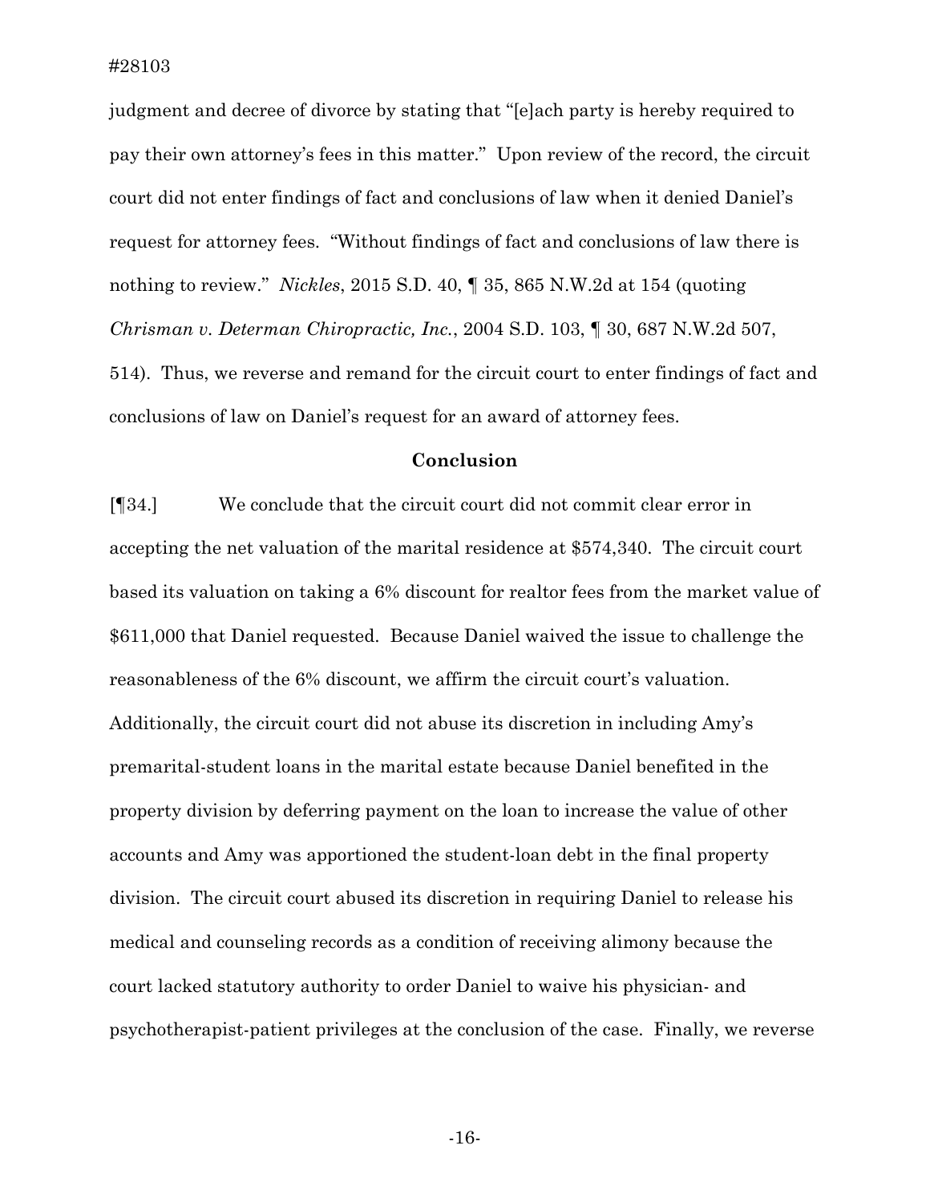judgment and decree of divorce by stating that "[e]ach party is hereby required to pay their own attorney's fees in this matter." Upon review of the record, the circuit court did not enter findings of fact and conclusions of law when it denied Daniel's request for attorney fees. "Without findings of fact and conclusions of law there is nothing to review." *Nickles*, 2015 S.D. 40, ¶ 35, 865 N.W.2d at 154 (quoting *Chrisman v. Determan Chiropractic, Inc.*, 2004 S.D. 103, ¶ 30, 687 N.W.2d 507, 514). Thus, we reverse and remand for the circuit court to enter findings of fact and conclusions of law on Daniel's request for an award of attorney fees.

## Conclusion

[¶34.] We conclude that the circuit court did not commit clear error in accepting the net valuation of the marital residence at $574,340. The circuit court based its valuation on taking a 6% discount for realtor fees from the market value of $611,000 that Daniel requested. Because Daniel waived the issue to challenge the reasonableness of the 6% discount, we affirm the circuit court's valuation. Additionally, the circuit court did not abuse its discretion in including Amy's premarital-student loans in the marital estate because Daniel benefited in the property division by deferring payment on the loan to increase the value of other accounts and Amy was apportioned the student-loan debt in the final property division. The circuit court abused its discretion in requiring Daniel to release his medical and counseling records as a condition of receiving alimony because the court lacked statutory authority to order Daniel to waive his physician- and psychotherapist-patient privileges at the conclusion of the case. Finally, we reverse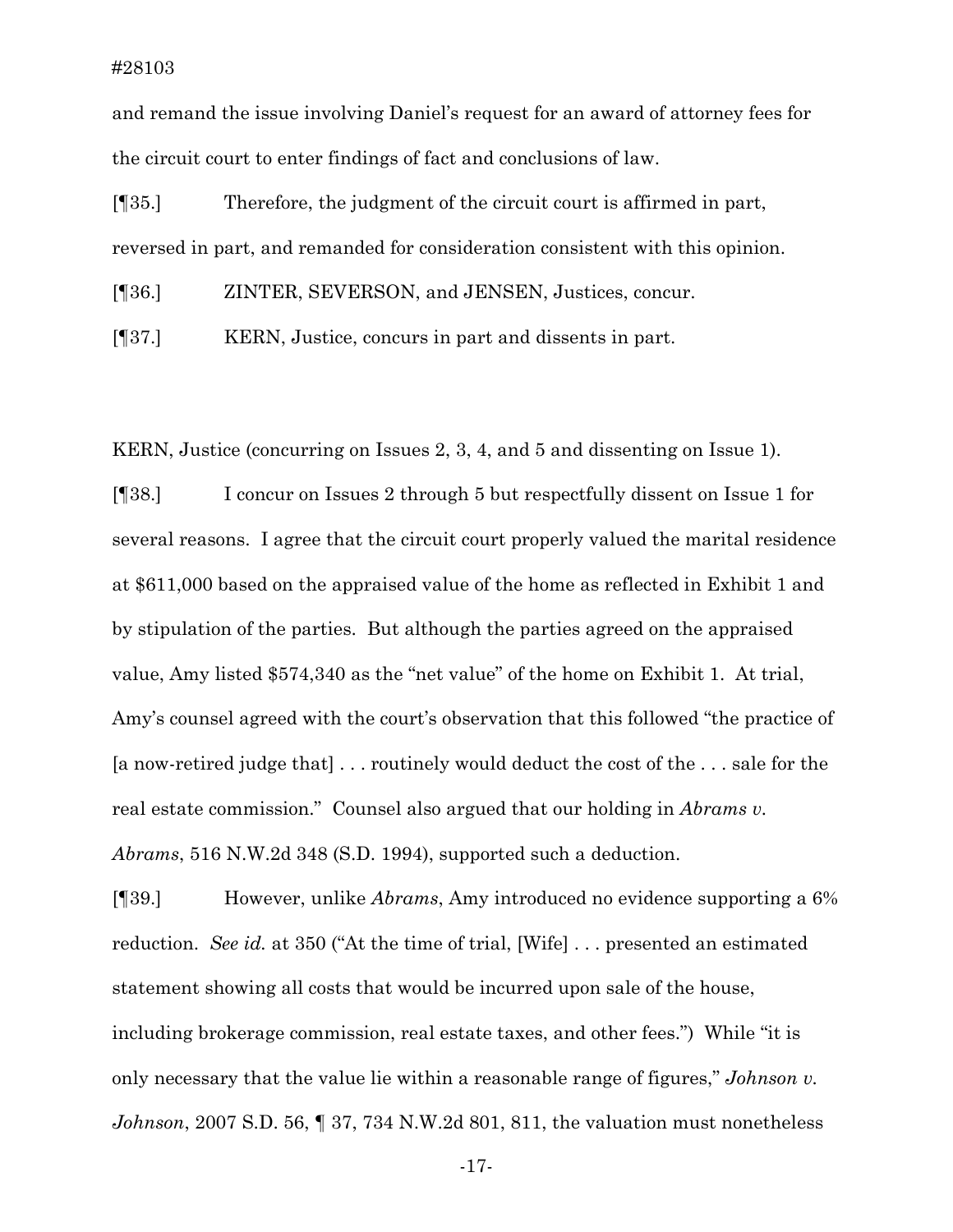and remand the issue involving Daniel's request for an award of attorney fees for the circuit court to enter findings of fact and conclusions of law.

[¶35.] Therefore, the judgment of the circuit court is affirmed in part, reversed in part, and remanded for consideration consistent with this opinion.

[¶36.] ZINTER, SEVERSON, and JENSEN, Justices, concur.

[¶37.] KERN, Justice, concurs in part and dissents in part.

KERN, Justice (concurring on Issues 2, 3, 4, and 5 and dissenting on Issue 1).

[¶38.] I concur on Issues 2 through 5 but respectfully dissent on Issue 1 for several reasons. I agree that the circuit court properly valued the marital residence at $611,000 based on the appraised value of the home as reflected in Exhibit 1 and by stipulation of the parties. But although the parties agreed on the appraised value, Amy listed $574,340 as the "net value" of the home on Exhibit 1. At trial, Amy's counsel agreed with the court's observation that this followed "the practice of [a now-retired judge that] . . . routinely would deduct the cost of the . . . sale for the real estate commission." Counsel also argued that our holding in *Abrams v. Abrams*, 516 N.W.2d 348 (S.D. 1994), supported such a deduction.

[¶39.] However, unlike *Abrams*, Amy introduced no evidence supporting a 6% reduction. *See id.* at 350 ("At the time of trial, [Wife] . . . presented an estimated statement showing all costs that would be incurred upon sale of the house, including brokerage commission, real estate taxes, and other fees.") While "it is only necessary that the value lie within a reasonable range of figures," *Johnson v. Johnson*, 2007 S.D. 56, ¶ 37, 734 N.W.2d 801, 811, the valuation must nonetheless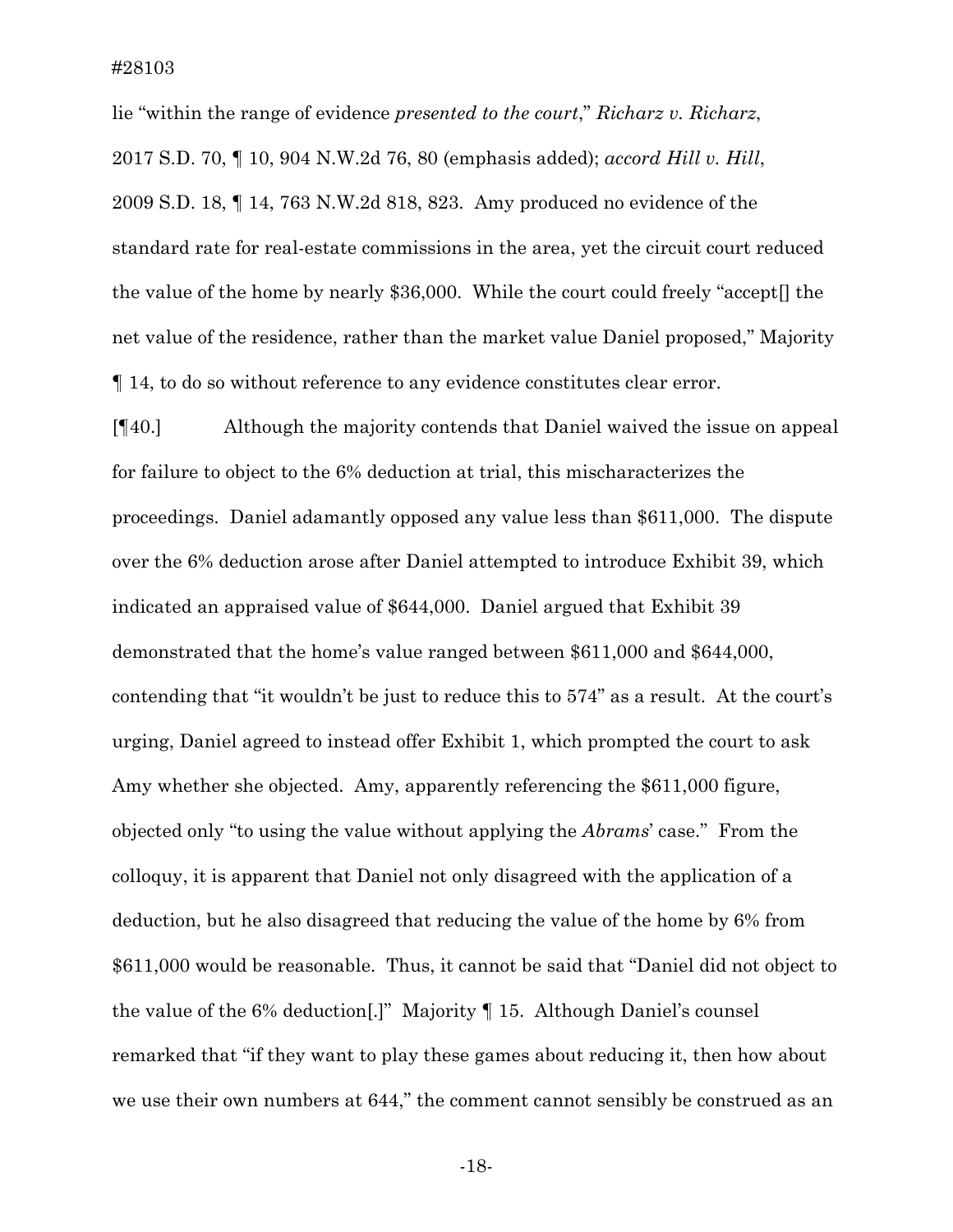lie "within the range of evidence *presented to the court*," *Richarz v. Richarz*, 2017 S.D. 70, ¶ 10, 904 N.W.2d 76, 80 (emphasis added); *accord Hill v. Hill*, 2009 S.D. 18, ¶ 14, 763 N.W.2d 818, 823. Amy produced no evidence of the standard rate for real-estate commissions in the area, yet the circuit court reduced the value of the home by nearly $36,000. While the court could freely "accept[] the net value of the residence, rather than the market value Daniel proposed," Majority ¶ 14, to do so without reference to any evidence constitutes clear error.

[¶40.] Although the majority contends that Daniel waived the issue on appeal for failure to object to the 6% deduction at trial, this mischaracterizes the proceedings. Daniel adamantly opposed any value less than $611,000. The dispute over the 6% deduction arose after Daniel attempted to introduce Exhibit 39, which indicated an appraised value of $644,000. Daniel argued that Exhibit 39 demonstrated that the home's value ranged between $611,000 and $644,000, contending that "it wouldn't be just to reduce this to 574" as a result. At the court's urging, Daniel agreed to instead offer Exhibit 1, which prompted the court to ask Amy whether she objected. Amy, apparently referencing the $611,000 figure, objected only "to using the value without applying the *Abrams*' case." From the colloquy, it is apparent that Daniel not only disagreed with the application of a deduction, but he also disagreed that reducing the value of the home by 6% from $611,000 would be reasonable. Thus, it cannot be said that "Daniel did not object to the value of the 6% deduction[.]" Majority ¶ 15. Although Daniel's counsel remarked that "if they want to play these games about reducing it, then how about we use their own numbers at 644," the comment cannot sensibly be construed as an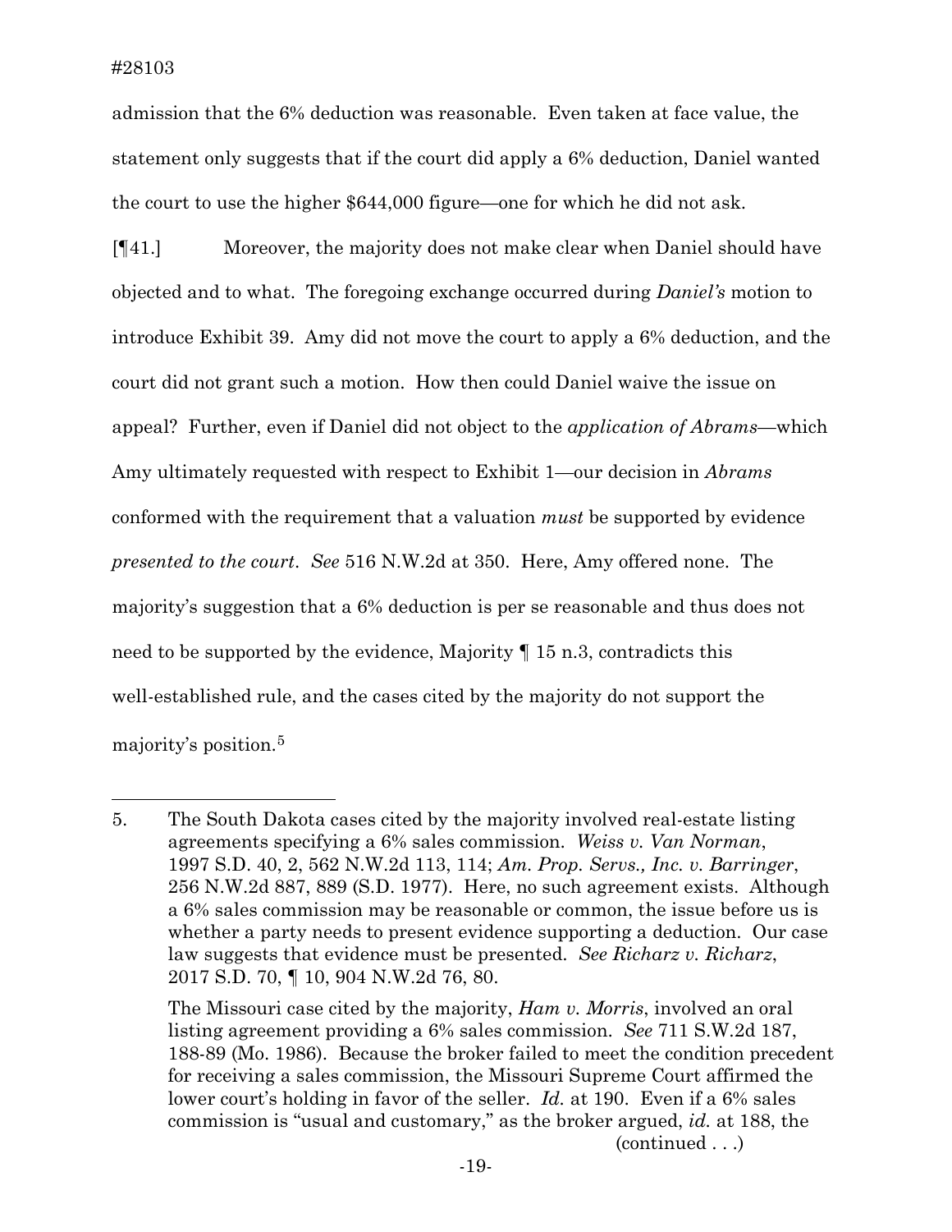admission that the 6% deduction was reasonable. Even taken at face value, the statement only suggests that if the court did apply a 6% deduction, Daniel wanted the court to use the higher $644,000 figure—one for which he did not ask.

[¶41.] Moreover, the majority does not make clear when Daniel should have objected and to what. The foregoing exchange occurred during *Daniel's* motion to introduce Exhibit 39. Amy did not move the court to apply a 6% deduction, and the court did not grant such a motion. How then could Daniel waive the issue on appeal? Further, even if Daniel did not object to the *application of Abrams*—which Amy ultimately requested with respect to Exhibit 1—our decision in *Abrams* conformed with the requirement that a valuation *must* be supported by evidence *presented to the court*. *See* 516 N.W.2d at 350. Here, Amy offered none. The majority's suggestion that a 6% deduction is per se reasonable and thus does not need to be supported by the evidence, Majority ¶ 15 n.3, contradicts this well-established rule, and the cases cited by the majority do not support the majority's position.[5]

---

5. The South Dakota cases cited by the majority involved real-estate listing agreements specifying a 6% sales commission. *Weiss v. Van Norman*, 1997 S.D. 40, 2, 562 N.W.2d 113, 114; *Am. Prop. Servs., Inc. v. Barringer*, 256 N.W.2d 887, 889 (S.D. 1977). Here, no such agreement exists. Although a 6% sales commission may be reasonable or common, the issue before us is whether a party needs to present evidence supporting a deduction. Our case law suggests that evidence must be presented. *See Richarz v. Richarz*, 2017 S.D. 70, ¶ 10, 904 N.W.2d 76, 80.

   The Missouri case cited by the majority, *Ham v. Morris*, involved an oral listing agreement providing a 6% sales commission. *See* 711 S.W.2d 187, 188-89 (Mo. 1986). Because the broker failed to meet the condition precedent for receiving a sales commission, the Missouri Supreme Court affirmed the lower court's holding in favor of the seller. *Id.* at 190. Even if a 6% sales commission is "usual and customary," as the broker argued, *id.* at 188, the

   (continued . . .)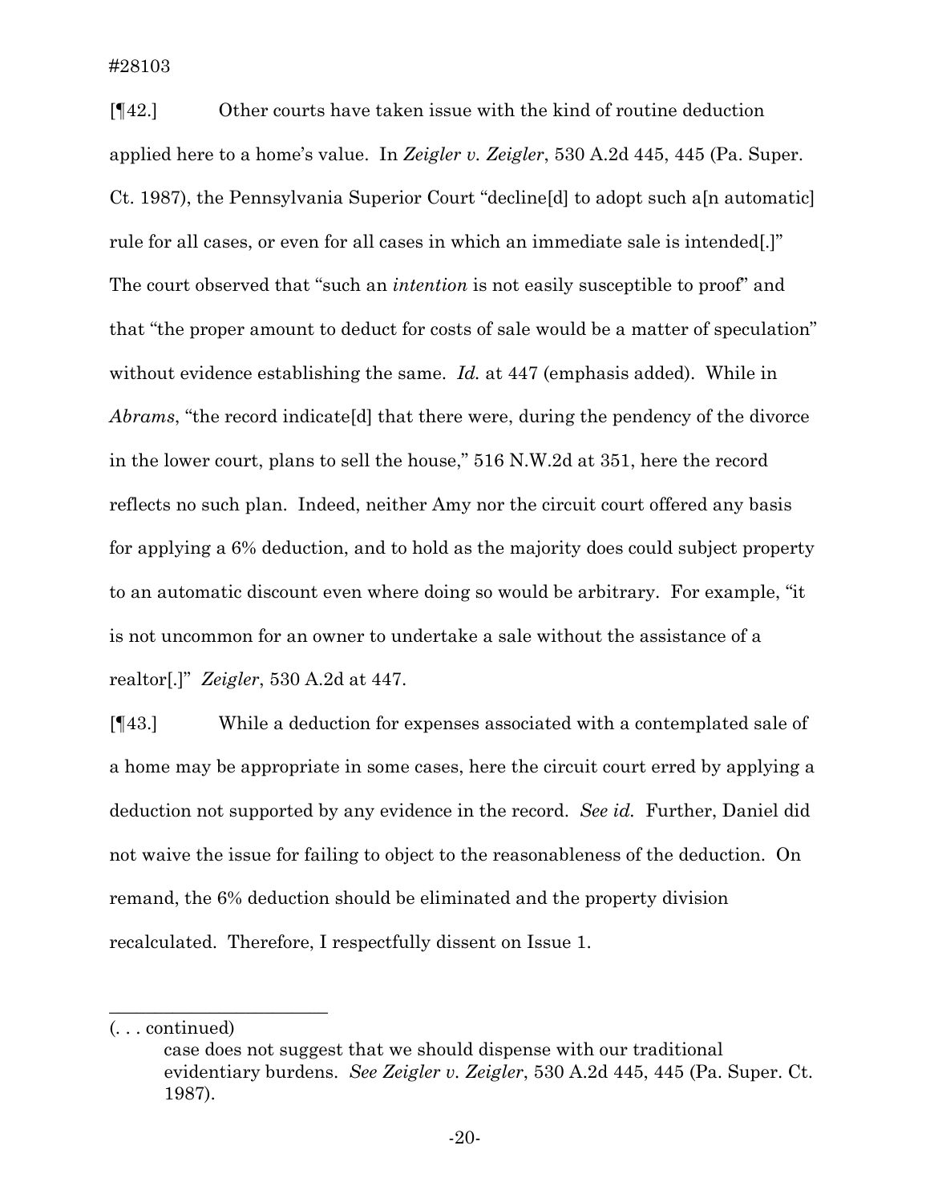[¶42.] Other courts have taken issue with the kind of routine deduction applied here to a home's value. In *Zeigler v. Zeigler*, 530 A.2d 445, 445 (Pa. Super. Ct. 1987), the Pennsylvania Superior Court "decline[d] to adopt such a[n automatic] rule for all cases, or even for all cases in which an immediate sale is intended[.]" The court observed that "such an *intention* is not easily susceptible to proof" and that "the proper amount to deduct for costs of sale would be a matter of speculation" without evidence establishing the same. *Id.* at 447 (emphasis added). While in *Abrams*, "the record indicate[d] that there were, during the pendency of the divorce in the lower court, plans to sell the house," 516 N.W.2d at 351, here the record reflects no such plan. Indeed, neither Amy nor the circuit court offered any basis for applying a 6% deduction, and to hold as the majority does could subject property to an automatic discount even where doing so would be arbitrary. For example, "it is not uncommon for an owner to undertake a sale without the assistance of a realtor[.]" *Zeigler*, 530 A.2d at 447.

[¶43.] While a deduction for expenses associated with a contemplated sale of a home may be appropriate in some cases, here the circuit court erred by applying a deduction not supported by any evidence in the record. *See id.* Further, Daniel did not waive the issue for failing to object to the reasonableness of the deduction. On remand, the 6% deduction should be eliminated and the property division recalculated. Therefore, I respectfully dissent on Issue 1.

---

(. . . continued)

case does not suggest that we should dispense with our traditional evidentiary burdens. *See Zeigler v. Zeigler*, 530 A.2d 445, 445 (Pa. Super. Ct. 1987).